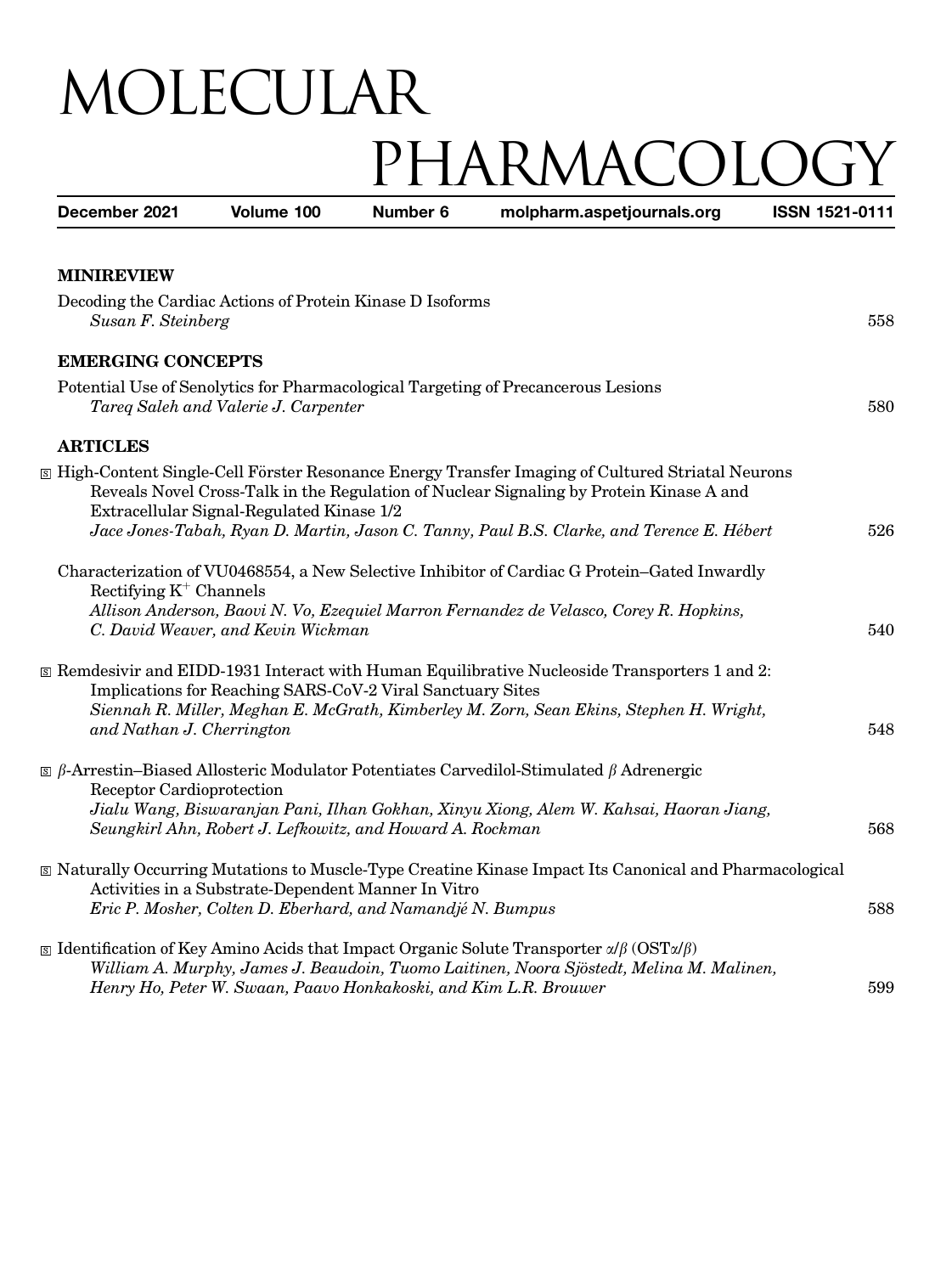# MOLECULAR PHARMACOLOGY

**December 2021** | **Volume 100** | **Number 6** | **molpharm.aspetjournals.org** | **ISSN 1521-0111**

## MINIREVIEW

Decoding the Cardiac Actions of Protein Kinase D Isoforms
*Susan F. Steinberg* ... 558

## EMERGING CONCEPTS

Potential Use of Senolytics for Pharmacological Targeting of Precancerous Lesions
*Tareq Saleh and Valerie J. Carpenter* ... 580

## ARTICLES

S High-Content Single-Cell Förster Resonance Energy Transfer Imaging of Cultured Striatal Neurons Reveals Novel Cross-Talk in the Regulation of Nuclear Signaling by Protein Kinase A and Extracellular Signal-Regulated Kinase 1/2
*Jace Jones-Tabah, Ryan D. Martin, Jason C. Tanny, Paul B.S. Clarke, and Terence E. Hébert* ... 526

Characterization of VU0468554, a New Selective Inhibitor of Cardiac G Protein–Gated Inwardly Rectifying $K^+$ Channels
*Allison Anderson, Baovi N. Vo, Ezequiel Marron Fernandez de Velasco, Corey R. Hopkins, C. David Weaver, and Kevin Wickman* ... 540

S Remdesivir and EIDD-1931 Interact with Human Equilibrative Nucleoside Transporters 1 and 2: Implications for Reaching SARS-CoV-2 Viral Sanctuary Sites
*Siennah R. Miller, Meghan E. McGrath, Kimberley M. Zorn, Sean Ekins, Stephen H. Wright, and Nathan J. Cherrington* ... 548

S $\beta$-Arrestin–Biased Allosteric Modulator Potentiates Carvedilol-Stimulated $\beta$ Adrenergic Receptor Cardioprotection
*Jialu Wang, Biswaranjan Pani, Ilhan Gokhan, Xinyu Xiong, Alem W. Kahsai, Haoran Jiang, Seungkirl Ahn, Robert J. Lefkowitz, and Howard A. Rockman* ... 568

S Naturally Occurring Mutations to Muscle-Type Creatine Kinase Impact Its Canonical and Pharmacological Activities in a Substrate-Dependent Manner In Vitro
*Eric P. Mosher, Colten D. Eberhard, and Namandjé N. Bumpus* ... 588

S Identification of Key Amino Acids that Impact Organic Solute Transporter $\alpha/\beta$ (OST$\alpha/\beta$)
*William A. Murphy, James J. Beaudoin, Tuomo Laitinen, Noora Sjöstedt, Melina M. Malinen, Henry Ho, Peter W. Swaan, Paavo Honkakoski, and Kim L.R. Brouwer* ... 599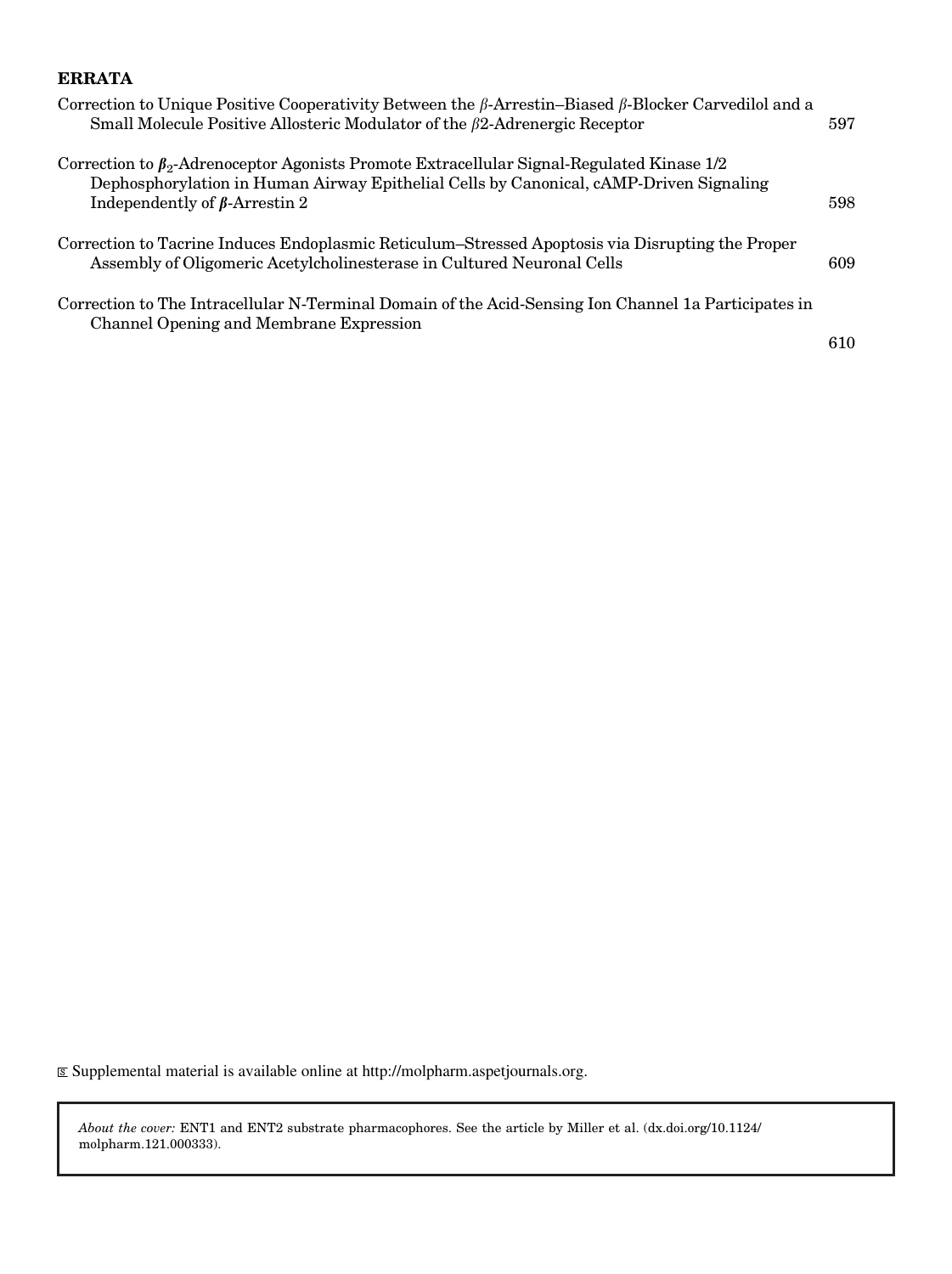## ERRATA

Correction to Unique Positive Cooperativity Between the $\beta$-Arrestin–Biased $\beta$-Blocker Carvedilol and a Small Molecule Positive Allosteric Modulator of the $\beta$2-Adrenergic Receptor 597

Correction to $\boldsymbol{\beta}_2$-Adrenoceptor Agonists Promote Extracellular Signal-Regulated Kinase 1/2 Dephosphorylation in Human Airway Epithelial Cells by Canonical, cAMP-Driven Signaling Independently of $\boldsymbol{\beta}$-Arrestin 2 598

Correction to Tacrine Induces Endoplasmic Reticulum–Stressed Apoptosis via Disrupting the Proper Assembly of Oligomeric Acetylcholinesterase in Cultured Neuronal Cells 609

Correction to The Intracellular N-Terminal Domain of the Acid-Sensing Ion Channel 1a Participates in Channel Opening and Membrane Expression 610

S Supplemental material is available online at http://molpharm.aspetjournals.org.

*About the cover:* ENT1 and ENT2 substrate pharmacophores. See the article by Miller et al. (dx.doi.org/10.1124/molpharm.121.000333).